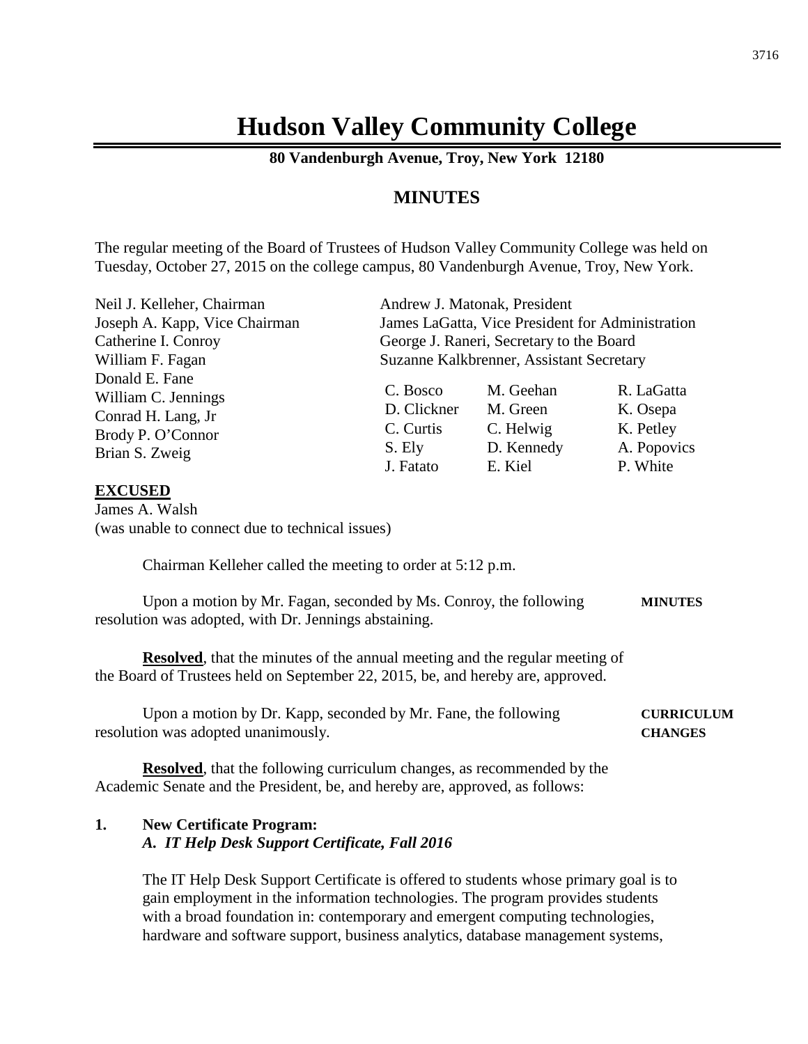# Hudson Valley Community College

**80 Vandenburgh Avenue, Troy, New York 12180**

## MINUTES

The regular meeting of the Board of Trustees of Hudson Valley Community College was held on Tuesday, October 27, 2015 on the college campus, 80 Vandenburgh Avenue, Troy, New York.

Neil J. Kelleher, Chairman
Joseph A. Kapp, Vice Chairman
Catherine I. Conroy
William F. Fagan
Donald E. Fane
William C. Jennings
Conrad H. Lang, Jr
Brody P. O'Connor
Brian S. Zweig

Andrew J. Matonak, President
James LaGatta, Vice President for Administration
George J. Raneri, Secretary to the Board
Suzanne Kalkbrenner, Assistant Secretary

| | | |
|---|---|---|
| C. Bosco | M. Geehan | R. LaGatta |
| D. Clickner | M. Green | K. Osepa |
| C. Curtis | C. Helwig | K. Petley |
| S. Ely | D. Kennedy | A. Popovics |
| J. Fatato | E. Kiel | P. White |

**EXCUSED**
James A. Walsh
(was unable to connect due to technical issues)

Chairman Kelleher called the meeting to order at 5:12 p.m.

**MINUTES**

Upon a motion by Mr. Fagan, seconded by Ms. Conroy, the following resolution was adopted, with Dr. Jennings abstaining.

**Resolved**, that the minutes of the annual meeting and the regular meeting of the Board of Trustees held on September 22, 2015, be, and hereby are, approved.

**CURRICULUM CHANGES**

Upon a motion by Dr. Kapp, seconded by Mr. Fane, the following resolution was adopted unanimously.

**Resolved**, that the following curriculum changes, as recommended by the Academic Senate and the President, be, and hereby are, approved, as follows:

**1. New Certificate Program:**
***A. IT Help Desk Support Certificate, Fall 2016***

The IT Help Desk Support Certificate is offered to students whose primary goal is to gain employment in the information technologies. The program provides students with a broad foundation in: contemporary and emergent computing technologies, hardware and software support, business analytics, database management systems,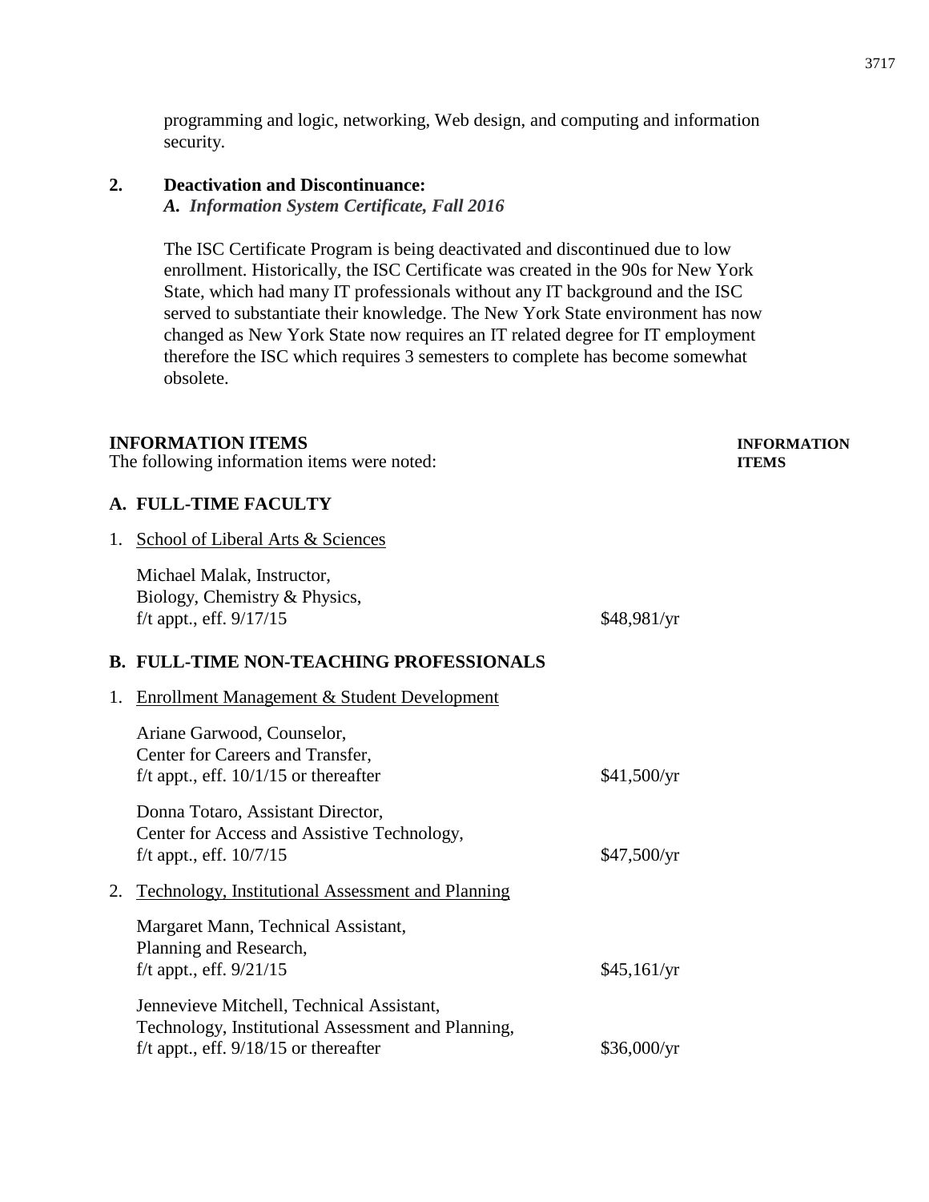programming and logic, networking, Web design, and computing and information security.

**2. Deactivation and Discontinuance:**

***A. Information System Certificate, Fall 2016***

The ISC Certificate Program is being deactivated and discontinued due to low enrollment. Historically, the ISC Certificate was created in the 90s for New York State, which had many IT professionals without any IT background and the ISC served to substantiate their knowledge. The New York State environment has now changed as New York State now requires an IT related degree for IT employment therefore the ISC which requires 3 semesters to complete has become somewhat obsolete.

**INFORMATION ITEMS** — **INFORMATION ITEMS**

The following information items were noted:

**A. FULL-TIME FACULTY**

1. School of Liberal Arts & Sciences

| | |
|---|---|
| Michael Malak, Instructor, Biology, Chemistry & Physics, f/t appt., eff. 9/17/15 | $48,981/yr |

**B. FULL-TIME NON-TEACHING PROFESSIONALS**

1. Enrollment Management & Student Development

| | |
|---|---|
| Ariane Garwood, Counselor, Center for Careers and Transfer, f/t appt., eff. 10/1/15 or thereafter | $41,500/yr |
| Donna Totaro, Assistant Director, Center for Access and Assistive Technology, f/t appt., eff. 10/7/15 | $47,500/yr |

2. Technology, Institutional Assessment and Planning

| | |
|---|---|
| Margaret Mann, Technical Assistant, Planning and Research, f/t appt., eff. 9/21/15 | $45,161/yr |
| Jennevieve Mitchell, Technical Assistant, Technology, Institutional Assessment and Planning, f/t appt., eff. 9/18/15 or thereafter | $36,000/yr |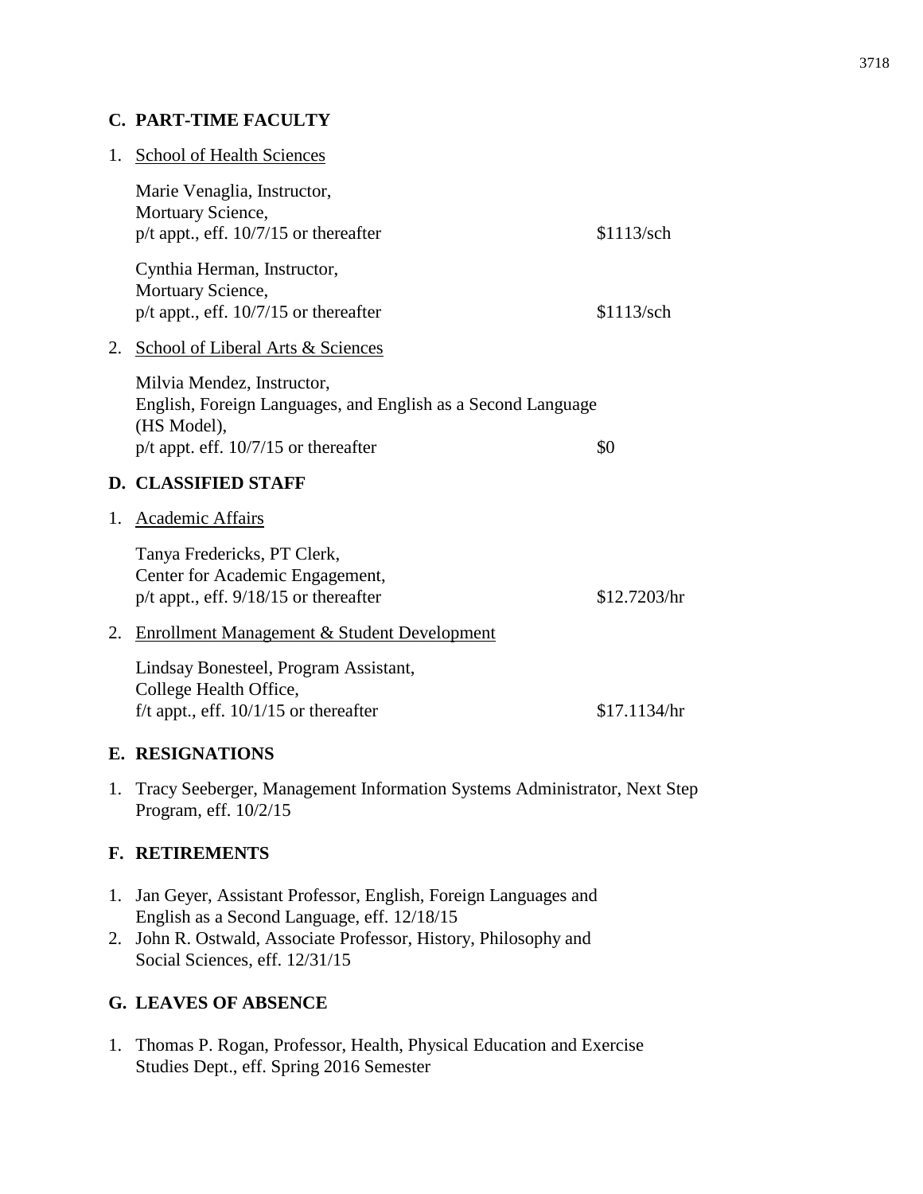## C. PART-TIME FACULTY

1. School of Health Sciences

   Marie Venaglia, Instructor,
   Mortuary Science,
   p/t appt., eff. 10/7/15 or thereafter — $1113/sch

   Cynthia Herman, Instructor,
   Mortuary Science,
   p/t appt., eff. 10/7/15 or thereafter — $1113/sch

2. School of Liberal Arts & Sciences

   Milvia Mendez, Instructor,
   English, Foreign Languages, and English as a Second Language (HS Model),
   p/t appt. eff. 10/7/15 or thereafter — $0

## D. CLASSIFIED STAFF

1. Academic Affairs

   Tanya Fredericks, PT Clerk,
   Center for Academic Engagement,
   p/t appt., eff. 9/18/15 or thereafter — $12.7203/hr

2. Enrollment Management & Student Development

   Lindsay Bonesteel, Program Assistant,
   College Health Office,
   f/t appt., eff. 10/1/15 or thereafter — $17.1134/hr

## E. RESIGNATIONS

1. Tracy Seeberger, Management Information Systems Administrator, Next Step Program, eff. 10/2/15

## F. RETIREMENTS

1. Jan Geyer, Assistant Professor, English, Foreign Languages and English as a Second Language, eff. 12/18/15
2. John R. Ostwald, Associate Professor, History, Philosophy and Social Sciences, eff. 12/31/15

## G. LEAVES OF ABSENCE

1. Thomas P. Rogan, Professor, Health, Physical Education and Exercise Studies Dept., eff. Spring 2016 Semester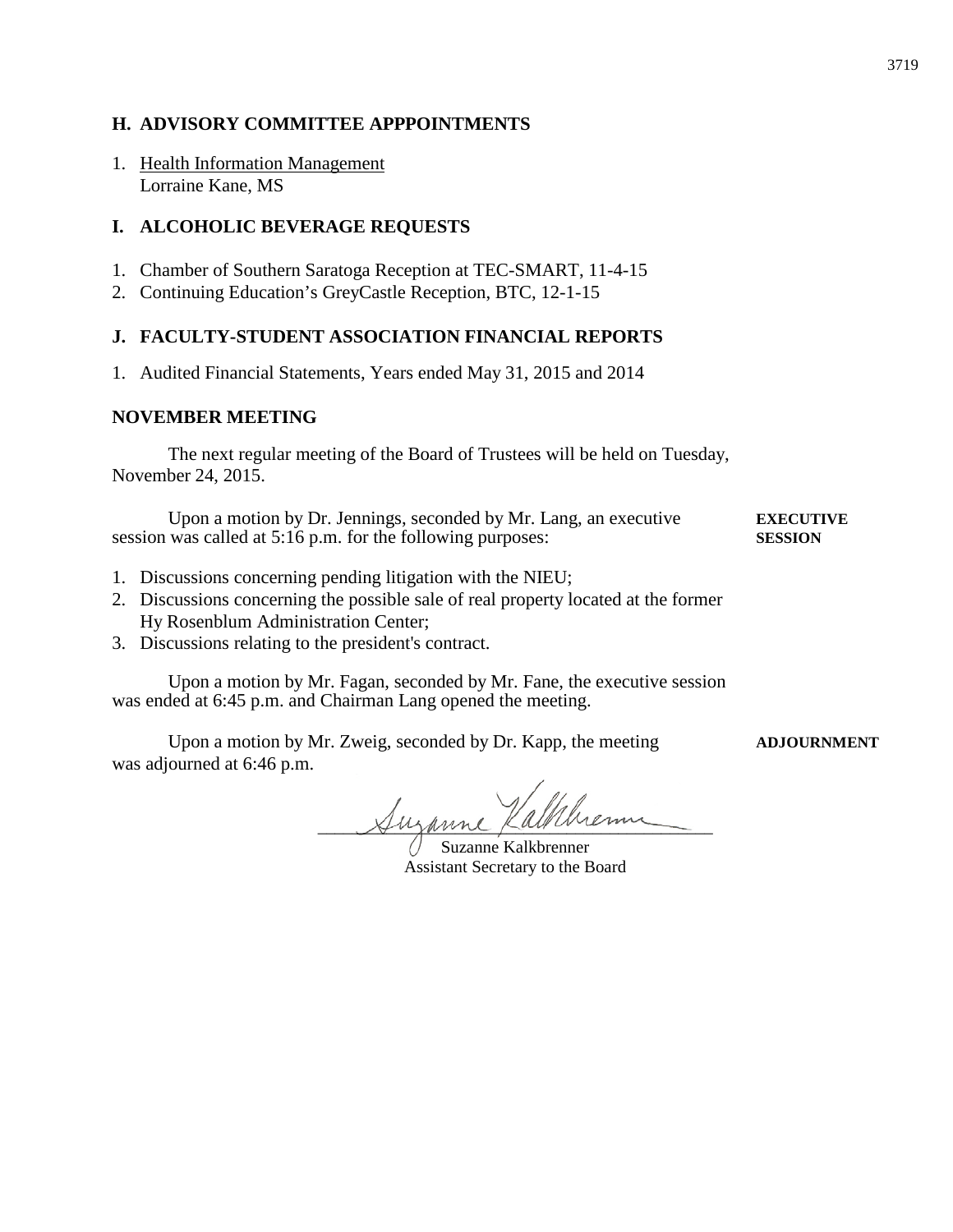## H. ADVISORY COMMITTEE APPPOINTMENTS

1. Health Information Management
   Lorraine Kane, MS

## I. ALCOHOLIC BEVERAGE REQUESTS

1. Chamber of Southern Saratoga Reception at TEC-SMART, 11-4-15
2. Continuing Education's GreyCastle Reception, BTC, 12-1-15

## J. FACULTY-STUDENT ASSOCIATION FINANCIAL REPORTS

1. Audited Financial Statements, Years ended May 31, 2015 and 2014

## NOVEMBER MEETING

The next regular meeting of the Board of Trustees will be held on Tuesday, November 24, 2015.

**EXECUTIVE SESSION**

Upon a motion by Dr. Jennings, seconded by Mr. Lang, an executive session was called at 5:16 p.m. for the following purposes:

1. Discussions concerning pending litigation with the NIEU;
2. Discussions concerning the possible sale of real property located at the former Hy Rosenblum Administration Center;
3. Discussions relating to the president's contract.

Upon a motion by Mr. Fagan, seconded by Mr. Fane, the executive session was ended at 6:45 p.m. and Chairman Lang opened the meeting.

**ADJOURNMENT**

Upon a motion by Mr. Zweig, seconded by Dr. Kapp, the meeting was adjourned at 6:46 p.m.

Suzanne Kalkbrenner
Assistant Secretary to the Board